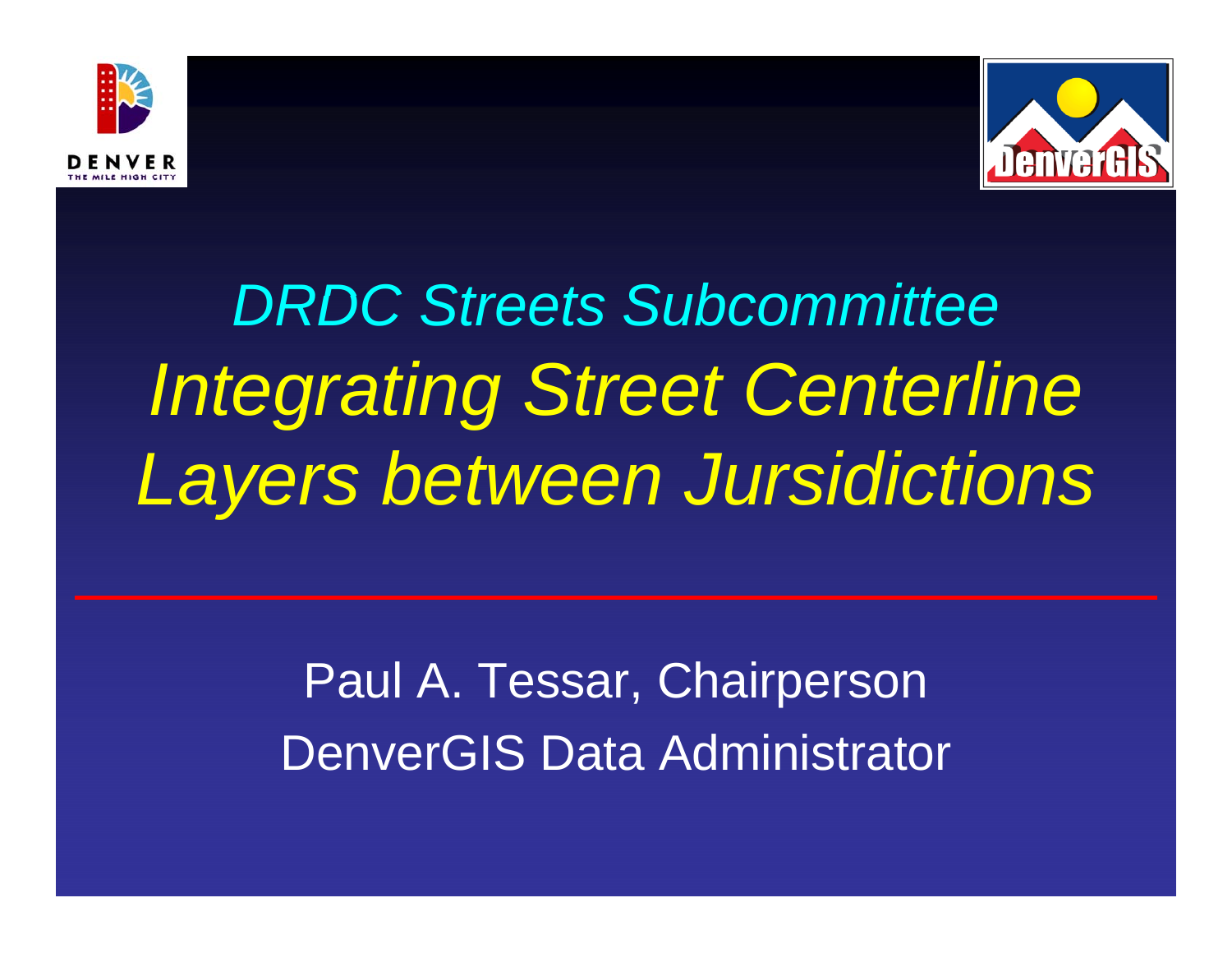# *DRDC Streets Subcommittee*

# *Integrating Street Centerline Layers between Jursidictions*

Paul A. Tessar, Chairperson

DenverGIS Data Administrator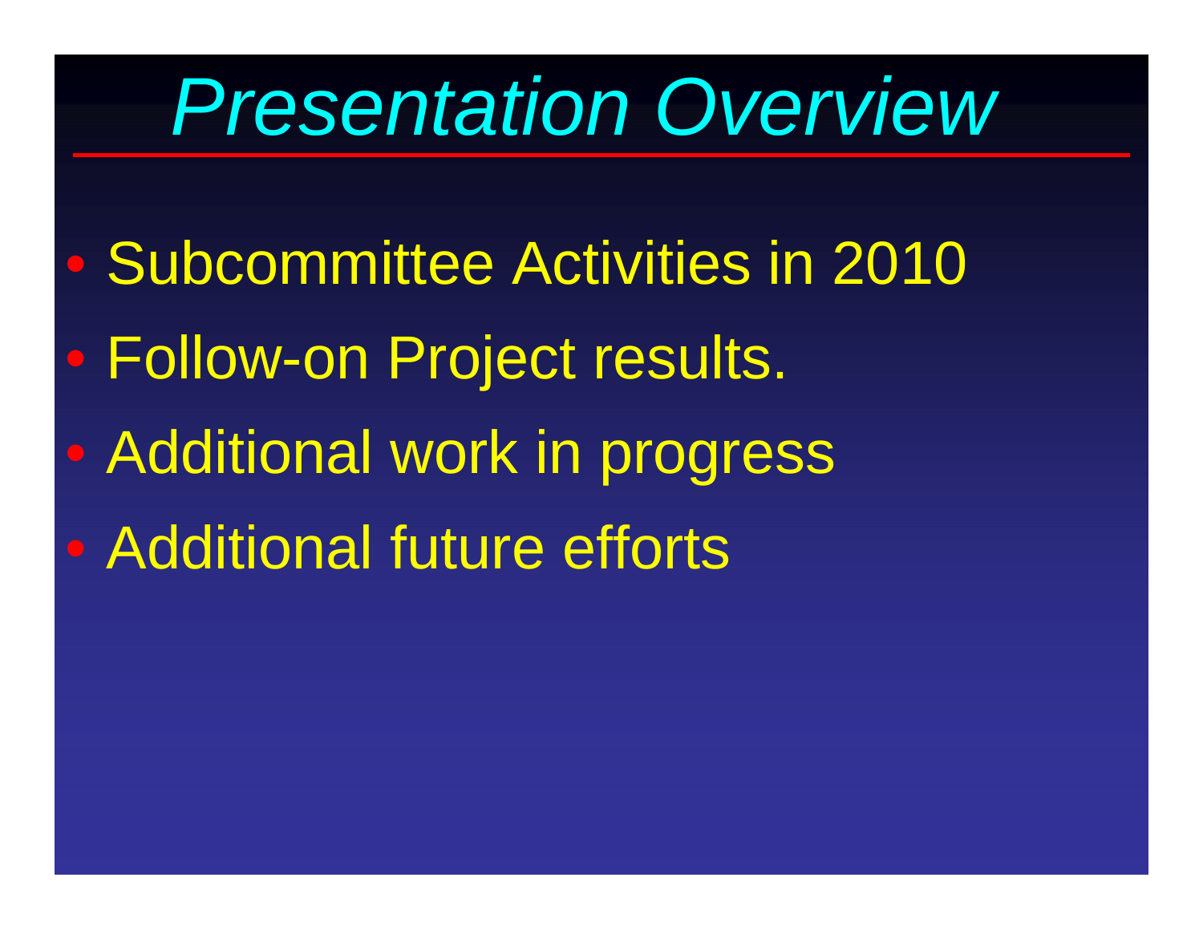# *Presentation Overview*

- Subcommittee Activities in 2010
- Follow-on Project results.
- Additional work in progress
- Additional future efforts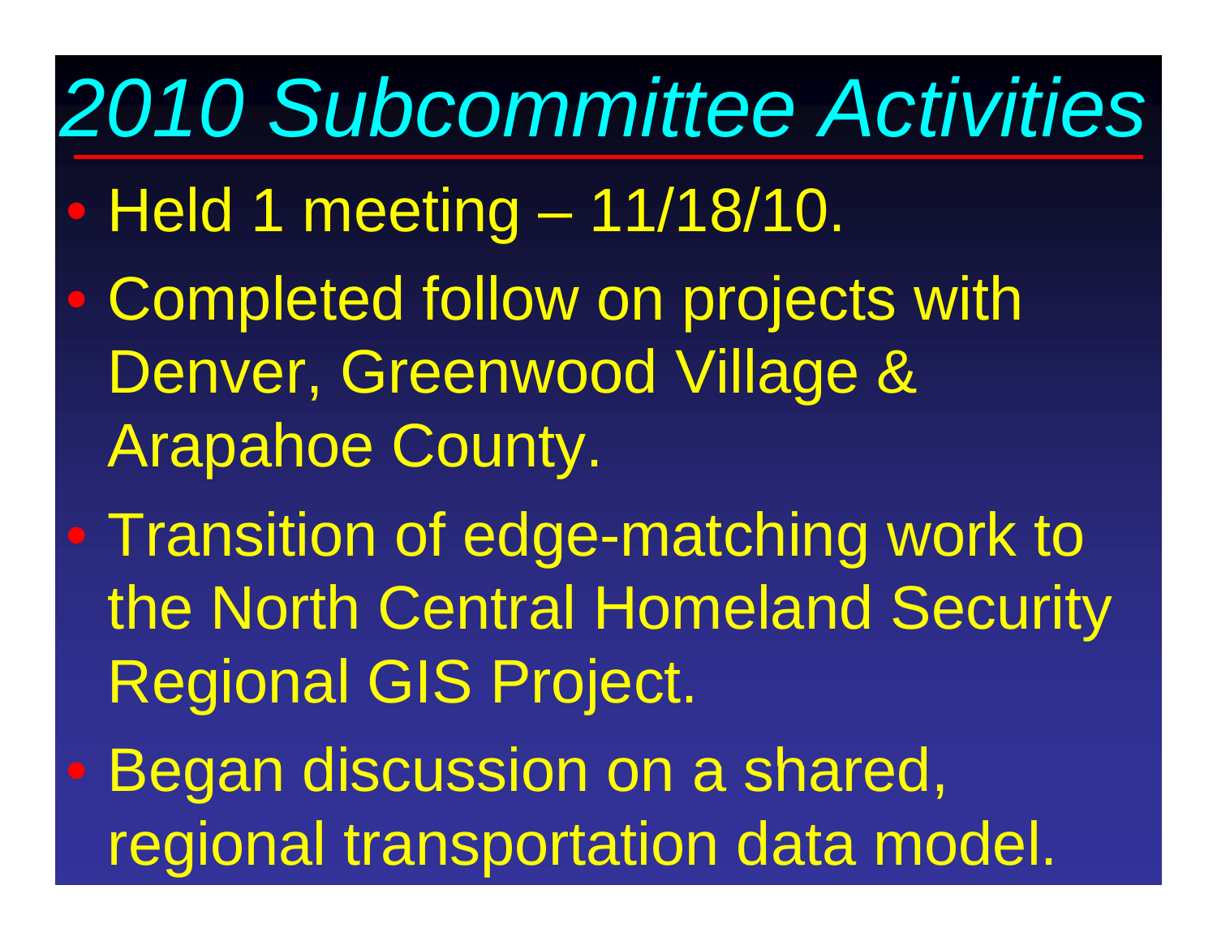# *2010 Subcommittee Activities*

- Held 1 meeting – 11/18/10.
- Completed follow on projects with Denver, Greenwood Village & Arapahoe County.
- Transition of edge-matching work to the North Central Homeland Security Regional GIS Project.
- Began discussion on a shared, regional transportation data model.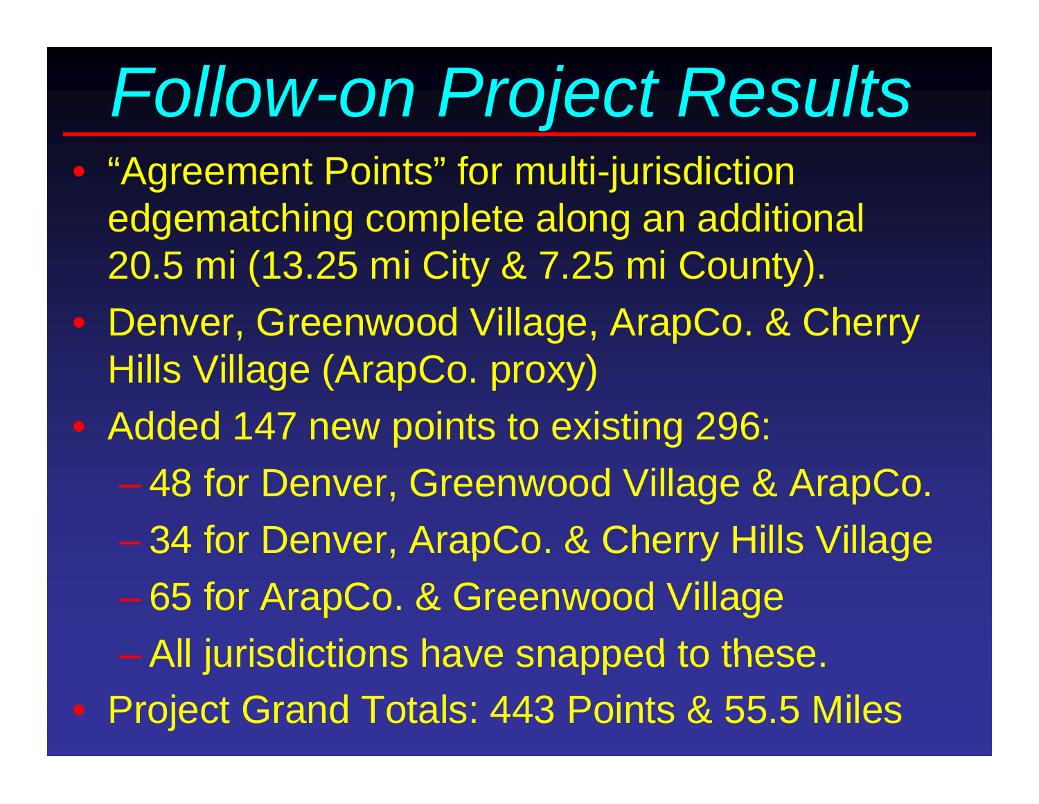# *Follow-on Project Results*

- "Agreement Points" for multi-jurisdiction edgematching complete along an additional 20.5 mi (13.25 mi City & 7.25 mi County).
- Denver, Greenwood Village, ArapCo. & Cherry Hills Village (ArapCo. proxy)
- Added 147 new points to existing 296:
  - 48 for Denver, Greenwood Village & ArapCo.
  - 34 for Denver, ArapCo. & Cherry Hills Village
  - 65 for ArapCo. & Greenwood Village
  - All jurisdictions have snapped to these.
- Project Grand Totals: 443 Points & 55.5 Miles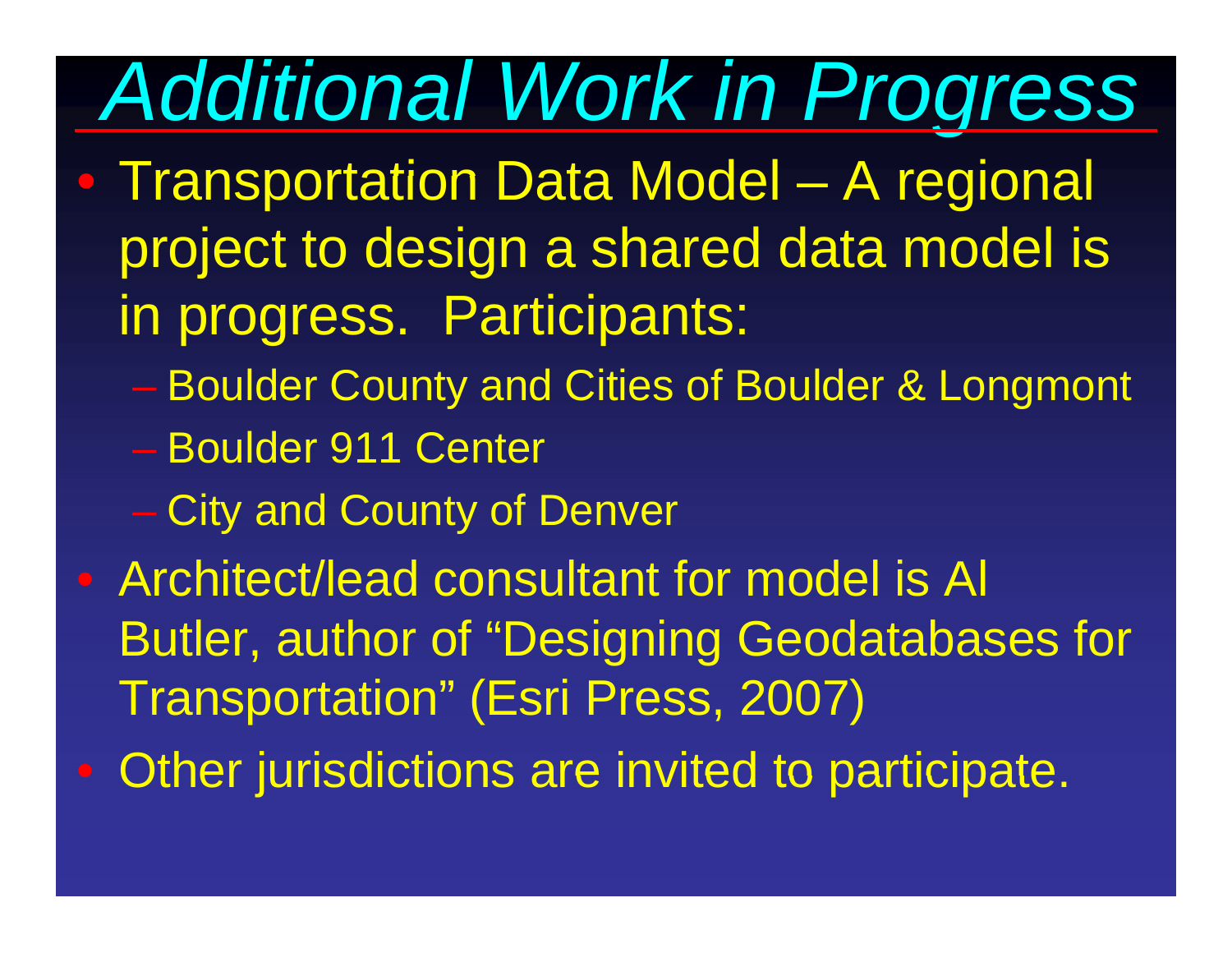# *Additional Work in Progress*

- Transportation Data Model – A regional project to design a shared data model is in progress. Participants:
  - Boulder County and Cities of Boulder & Longmont
  - Boulder 911 Center
  - City and County of Denver
- Architect/lead consultant for model is Al Butler, author of "Designing Geodatabases for Transportation" (Esri Press, 2007)
- Other jurisdictions are invited to participate.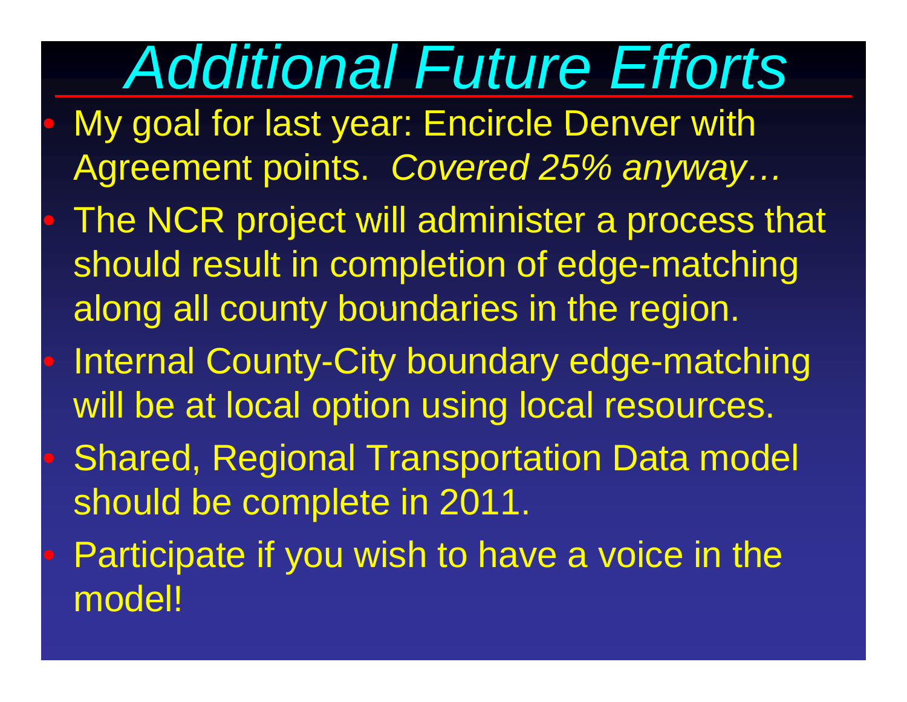# *Additional Future Efforts*

- My goal for last year: Encircle Denver with Agreement points. *Covered 25% anyway…*
- The NCR project will administer a process that should result in completion of edge-matching along all county boundaries in the region.
- Internal County-City boundary edge-matching will be at local option using local resources.
- Shared, Regional Transportation Data model should be complete in 2011.
- Participate if you wish to have a voice in the model!